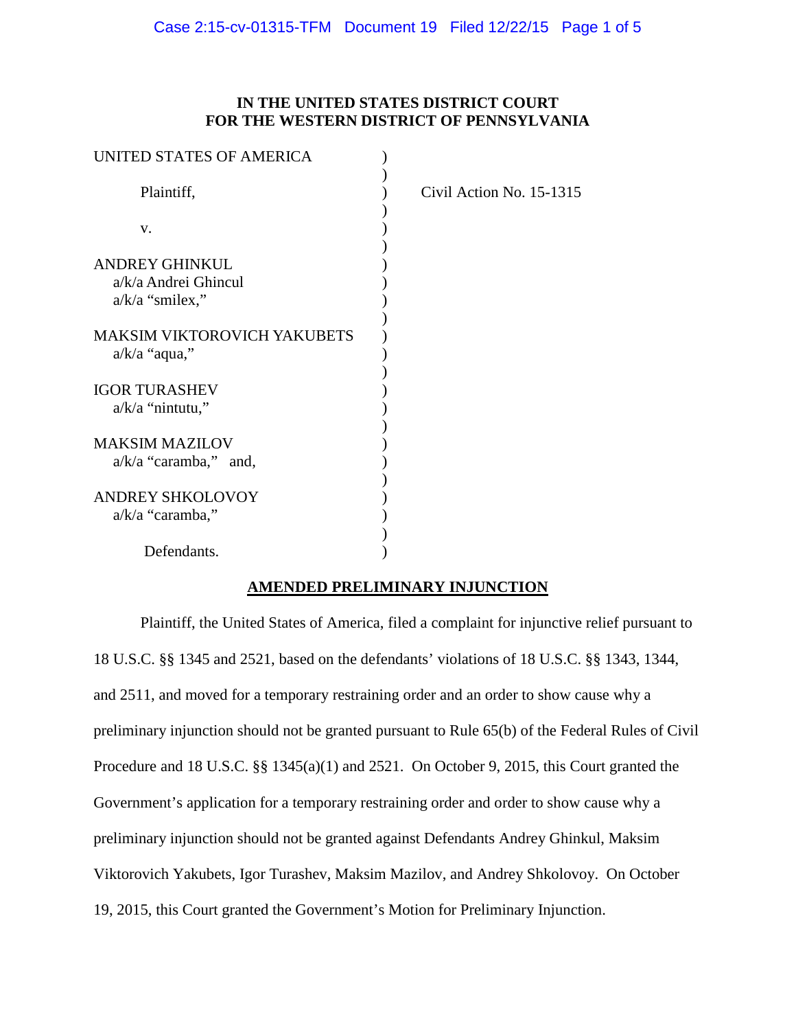**IN THE UNITED STATES DISTRICT COURT**
**FOR THE WESTERN DISTRICT OF PENNSYLVANIA**

UNITED STATES OF AMERICA

Plaintiff,

v.

ANDREY GHINKUL
a/k/a Andrei Ghincul
a/k/a "smilex,"

MAKSIM VIKTOROVICH YAKUBETS
a/k/a "aqua,"

IGOR TURASHEV
a/k/a "nintutu,"

MAKSIM MAZILOV
a/k/a "caramba," and,

ANDREY SHKOLOVOY
a/k/a "caramba,"

Defendants.

Civil Action No. 15-1315

**AMENDED PRELIMINARY INJUNCTION**

Plaintiff, the United States of America, filed a complaint for injunctive relief pursuant to 18 U.S.C. §§ 1345 and 2521, based on the defendants' violations of 18 U.S.C. §§ 1343, 1344, and 2511, and moved for a temporary restraining order and an order to show cause why a preliminary injunction should not be granted pursuant to Rule 65(b) of the Federal Rules of Civil Procedure and 18 U.S.C. §§ 1345(a)(1) and 2521. On October 9, 2015, this Court granted the Government's application for a temporary restraining order and order to show cause why a preliminary injunction should not be granted against Defendants Andrey Ghinkul, Maksim Viktorovich Yakubets, Igor Turashev, Maksim Mazilov, and Andrey Shkolovoy. On October 19, 2015, this Court granted the Government's Motion for Preliminary Injunction.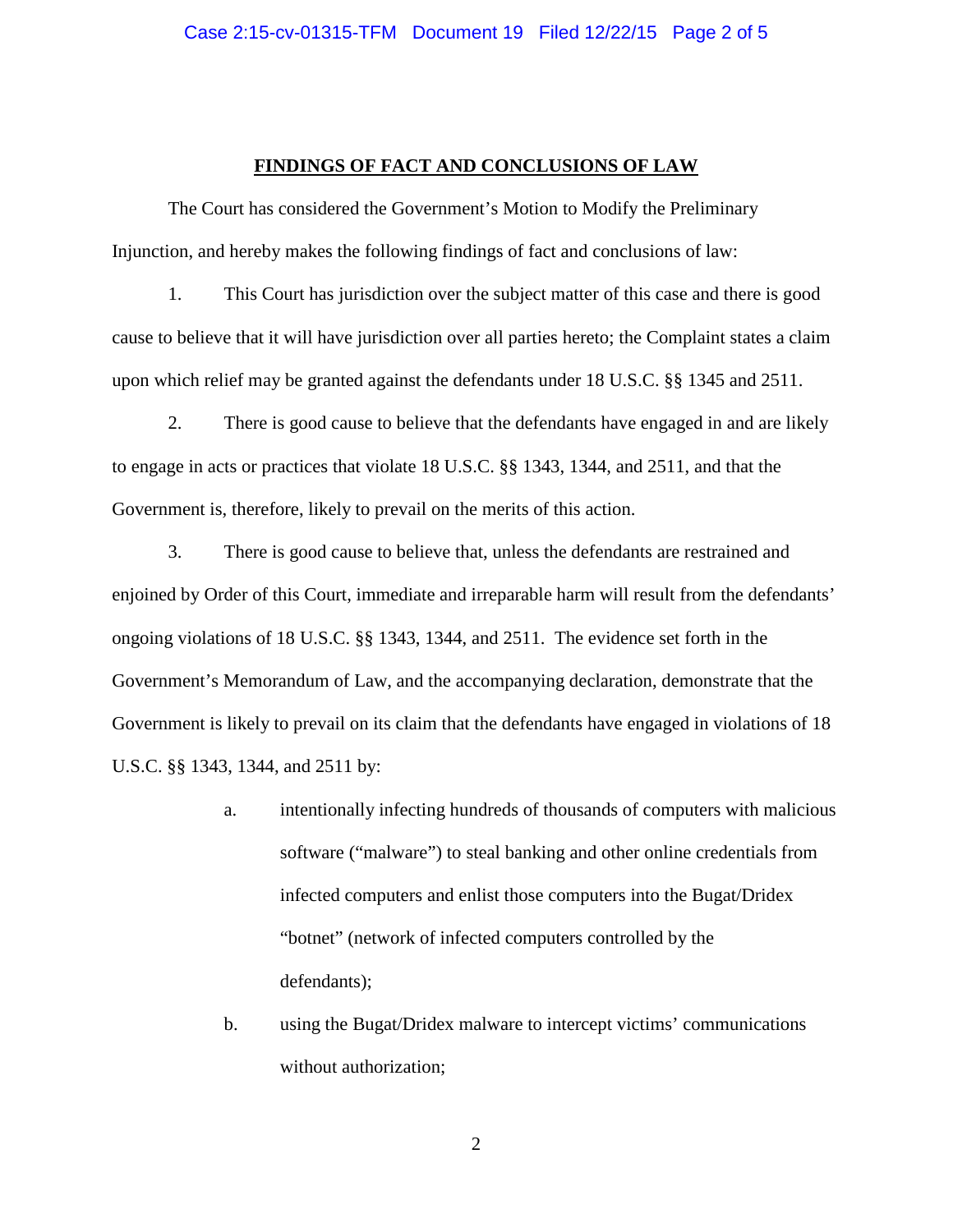## FINDINGS OF FACT AND CONCLUSIONS OF LAW

The Court has considered the Government's Motion to Modify the Preliminary Injunction, and hereby makes the following findings of fact and conclusions of law:

1. This Court has jurisdiction over the subject matter of this case and there is good cause to believe that it will have jurisdiction over all parties hereto; the Complaint states a claim upon which relief may be granted against the defendants under 18 U.S.C. §§ 1345 and 2511.

2. There is good cause to believe that the defendants have engaged in and are likely to engage in acts or practices that violate 18 U.S.C. §§ 1343, 1344, and 2511, and that the Government is, therefore, likely to prevail on the merits of this action.

3. There is good cause to believe that, unless the defendants are restrained and enjoined by Order of this Court, immediate and irreparable harm will result from the defendants' ongoing violations of 18 U.S.C. §§ 1343, 1344, and 2511. The evidence set forth in the Government's Memorandum of Law, and the accompanying declaration, demonstrate that the Government is likely to prevail on its claim that the defendants have engaged in violations of 18 U.S.C. §§ 1343, 1344, and 2511 by:

   a. intentionally infecting hundreds of thousands of computers with malicious software ("malware") to steal banking and other online credentials from infected computers and enlist those computers into the Bugat/Dridex "botnet" (network of infected computers controlled by the defendants);

   b. using the Bugat/Dridex malware to intercept victims' communications without authorization;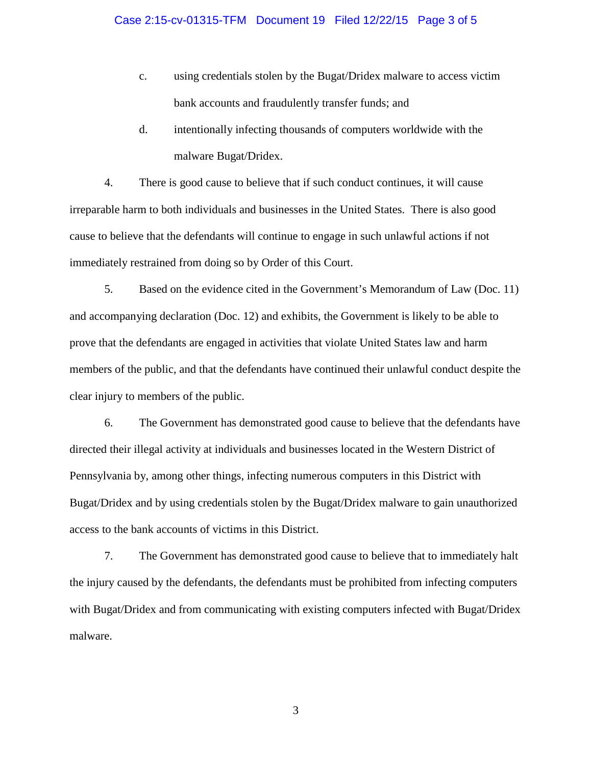c. using credentials stolen by the Bugat/Dridex malware to access victim bank accounts and fraudulently transfer funds; and

d. intentionally infecting thousands of computers worldwide with the malware Bugat/Dridex.

4. There is good cause to believe that if such conduct continues, it will cause irreparable harm to both individuals and businesses in the United States. There is also good cause to believe that the defendants will continue to engage in such unlawful actions if not immediately restrained from doing so by Order of this Court.

5. Based on the evidence cited in the Government's Memorandum of Law (Doc. 11) and accompanying declaration (Doc. 12) and exhibits, the Government is likely to be able to prove that the defendants are engaged in activities that violate United States law and harm members of the public, and that the defendants have continued their unlawful conduct despite the clear injury to members of the public.

6. The Government has demonstrated good cause to believe that the defendants have directed their illegal activity at individuals and businesses located in the Western District of Pennsylvania by, among other things, infecting numerous computers in this District with Bugat/Dridex and by using credentials stolen by the Bugat/Dridex malware to gain unauthorized access to the bank accounts of victims in this District.

7. The Government has demonstrated good cause to believe that to immediately halt the injury caused by the defendants, the defendants must be prohibited from infecting computers with Bugat/Dridex and from communicating with existing computers infected with Bugat/Dridex malware.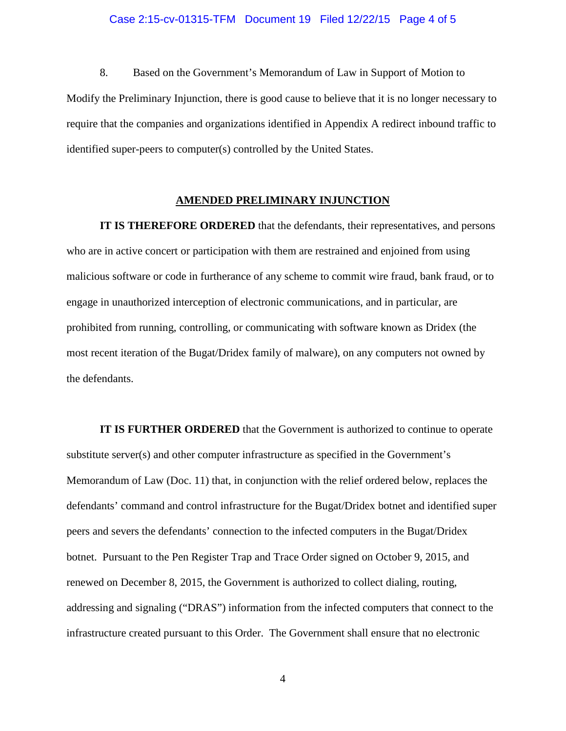8. Based on the Government's Memorandum of Law in Support of Motion to Modify the Preliminary Injunction, there is good cause to believe that it is no longer necessary to require that the companies and organizations identified in Appendix A redirect inbound traffic to identified super-peers to computer(s) controlled by the United States.

## AMENDED PRELIMINARY INJUNCTION

**IT IS THEREFORE ORDERED** that the defendants, their representatives, and persons who are in active concert or participation with them are restrained and enjoined from using malicious software or code in furtherance of any scheme to commit wire fraud, bank fraud, or to engage in unauthorized interception of electronic communications, and in particular, are prohibited from running, controlling, or communicating with software known as Dridex (the most recent iteration of the Bugat/Dridex family of malware), on any computers not owned by the defendants.

**IT IS FURTHER ORDERED** that the Government is authorized to continue to operate substitute server(s) and other computer infrastructure as specified in the Government's Memorandum of Law (Doc. 11) that, in conjunction with the relief ordered below, replaces the defendants' command and control infrastructure for the Bugat/Dridex botnet and identified super peers and severs the defendants' connection to the infected computers in the Bugat/Dridex botnet. Pursuant to the Pen Register Trap and Trace Order signed on October 9, 2015, and renewed on December 8, 2015, the Government is authorized to collect dialing, routing, addressing and signaling ("DRAS") information from the infected computers that connect to the infrastructure created pursuant to this Order. The Government shall ensure that no electronic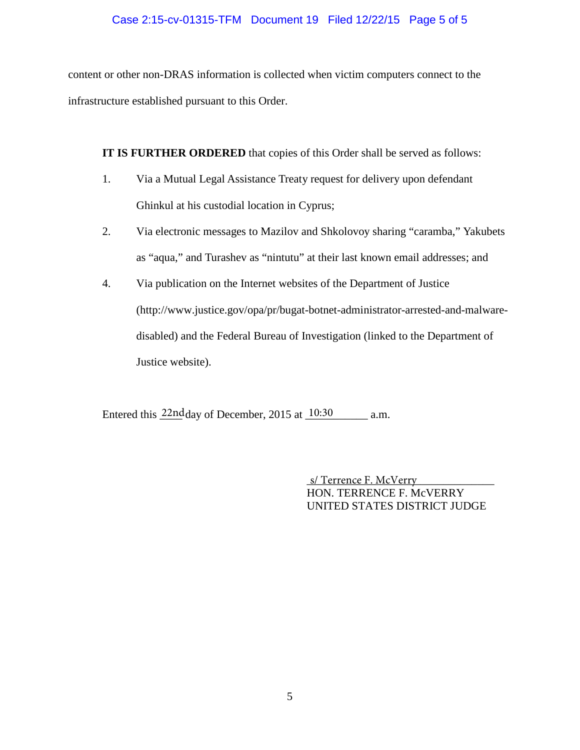content or other non-DRAS information is collected when victim computers connect to the infrastructure established pursuant to this Order.

**IT IS FURTHER ORDERED** that copies of this Order shall be served as follows:

1. Via a Mutual Legal Assistance Treaty request for delivery upon defendant Ghinkul at his custodial location in Cyprus;

2. Via electronic messages to Mazilov and Shkolovoy sharing “caramba,” Yakubets as “aqua,” and Turashev as “nintutu” at their last known email addresses; and

4. Via publication on the Internet websites of the Department of Justice (http://www.justice.gov/opa/pr/bugat-botnet-administrator-arrested-and-malware-disabled) and the Federal Bureau of Investigation (linked to the Department of Justice website).

Entered this 22nd day of December, 2015 at 10:30 a.m.

s/ Terrence F. McVerry
HON. TERRENCE F. McVERRY
UNITED STATES DISTRICT JUDGE